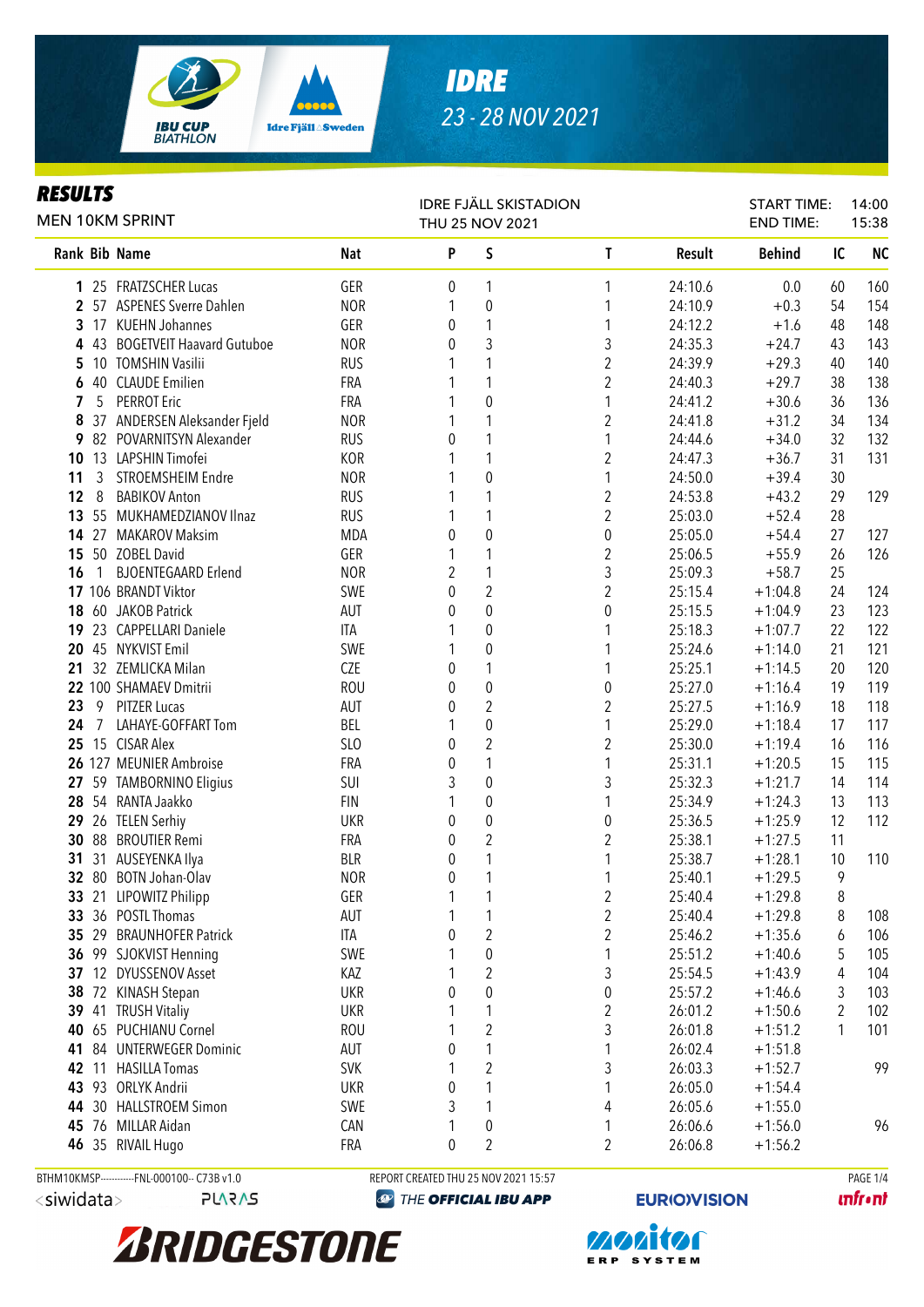# IDRE

23 - 28 NOV 2021

## RESULTS

MEN 10KM SPRINT

IDRE FJÄLL SKISTADION
THU 25 NOV 2021

START TIME: 14:00
END TIME: 15:38

| Rank | Bib | Name | Nat | P | S | T | Result | Behind | IC | NC |
|---|---|---|---|---|---|---|---|---|---|---|
| 1 | 25 | FRATZSCHER Lucas | GER | 0 | 1 | 1 | 24:10.6 | 0.0 | 60 | 160 |
| 2 | 57 | ASPENES Sverre Dahlen | NOR | 1 | 0 | 1 | 24:10.9 | +0.3 | 54 | 154 |
| 3 | 17 | KUEHN Johannes | GER | 0 | 1 | 1 | 24:12.2 | +1.6 | 48 | 148 |
| 4 | 43 | BOGETVEIT Haavard Gutuboe | NOR | 0 | 3 | 3 | 24:35.3 | +24.7 | 43 | 143 |
| 5 | 10 | TOMSHIN Vasilii | RUS | 1 | 1 | 2 | 24:39.9 | +29.3 | 40 | 140 |
| 6 | 40 | CLAUDE Emilien | FRA | 1 | 1 | 2 | 24:40.3 | +29.7 | 38 | 138 |
| 7 | 5 | PERROT Eric | FRA | 1 | 0 | 1 | 24:41.2 | +30.6 | 36 | 136 |
| 8 | 37 | ANDERSEN Aleksander Fjeld | NOR | 1 | 1 | 2 | 24:41.8 | +31.2 | 34 | 134 |
| 9 | 82 | POVARNITSYN Alexander | RUS | 0 | 1 | 1 | 24:44.6 | +34.0 | 32 | 132 |
| 10 | 13 | LAPSHIN Timofei | KOR | 1 | 1 | 2 | 24:47.3 | +36.7 | 31 | 131 |
| 11 | 3 | STROEMSHEIM Endre | NOR | 1 | 0 | 1 | 24:50.0 | +39.4 | 30 | |
| 12 | 8 | BABIKOV Anton | RUS | 1 | 1 | 2 | 24:53.8 | +43.2 | 29 | 129 |
| 13 | 55 | MUKHAMEDZIANOV Ilnaz | RUS | 1 | 1 | 2 | 25:03.0 | +52.4 | 28 | |
| 14 | 27 | MAKAROV Maksim | MDA | 0 | 0 | 0 | 25:05.0 | +54.4 | 27 | 127 |
| 15 | 50 | ZOBEL David | GER | 1 | 1 | 2 | 25:06.5 | +55.9 | 26 | 126 |
| 16 | 1 | BJOENTEGAARD Erlend | NOR | 2 | 1 | 3 | 25:09.3 | +58.7 | 25 | |
| 17 | 106 | BRANDT Viktor | SWE | 0 | 2 | 2 | 25:15.4 | +1:04.8 | 24 | 124 |
| 18 | 60 | JAKOB Patrick | AUT | 0 | 0 | 0 | 25:15.5 | +1:04.9 | 23 | 123 |
| 19 | 23 | CAPPELLARI Daniele | ITA | 1 | 0 | 1 | 25:18.3 | +1:07.7 | 22 | 122 |
| 20 | 45 | NYKVIST Emil | SWE | 1 | 0 | 1 | 25:24.6 | +1:14.0 | 21 | 121 |
| 21 | 32 | ZEMLICKA Milan | CZE | 0 | 1 | 1 | 25:25.1 | +1:14.5 | 20 | 120 |
| 22 | 100 | SHAMAEV Dmitrii | ROU | 0 | 0 | 0 | 25:27.0 | +1:16.4 | 19 | 119 |
| 23 | 9 | PITZER Lucas | AUT | 0 | 2 | 2 | 25:27.5 | +1:16.9 | 18 | 118 |
| 24 | 7 | LAHAYE-GOFFART Tom | BEL | 1 | 0 | 1 | 25:29.0 | +1:18.4 | 17 | 117 |
| 25 | 15 | CISAR Alex | SLO | 0 | 2 | 2 | 25:30.0 | +1:19.4 | 16 | 116 |
| 26 | 127 | MEUNIER Ambroise | FRA | 0 | 1 | 1 | 25:31.1 | +1:20.5 | 15 | 115 |
| 27 | 59 | TAMBORNINO Eligius | SUI | 3 | 0 | 3 | 25:32.3 | +1:21.7 | 14 | 114 |
| 28 | 54 | RANTA Jaakko | FIN | 1 | 0 | 1 | 25:34.9 | +1:24.3 | 13 | 113 |
| 29 | 26 | TELEN Serhiy | UKR | 0 | 0 | 0 | 25:36.5 | +1:25.9 | 12 | 112 |
| 30 | 88 | BROUTIER Remi | FRA | 0 | 2 | 2 | 25:38.1 | +1:27.5 | 11 | |
| 31 | 31 | AUSEYENKA Ilya | BLR | 0 | 1 | 1 | 25:38.7 | +1:28.1 | 10 | 110 |
| 32 | 80 | BOTN Johan-Olav | NOR | 0 | 1 | 1 | 25:40.1 | +1:29.5 | 9 | |
| 33 | 21 | LIPOWITZ Philipp | GER | 1 | 1 | 2 | 25:40.4 | +1:29.8 | 8 | |
| 33 | 36 | POSTL Thomas | AUT | 1 | 1 | 2 | 25:40.4 | +1:29.8 | 8 | 108 |
| 35 | 29 | BRAUNHOFER Patrick | ITA | 0 | 2 | 2 | 25:46.2 | +1:35.6 | 6 | 106 |
| 36 | 99 | SJOKVIST Henning | SWE | 1 | 0 | 1 | 25:51.2 | +1:40.6 | 5 | 105 |
| 37 | 12 | DYUSSENOV Asset | KAZ | 1 | 2 | 3 | 25:54.5 | +1:43.9 | 4 | 104 |
| 38 | 72 | KINASH Stepan | UKR | 0 | 0 | 0 | 25:57.2 | +1:46.6 | 3 | 103 |
| 39 | 41 | TRUSH Vitaliy | UKR | 1 | 1 | 2 | 26:01.2 | +1:50.6 | 2 | 102 |
| 40 | 65 | PUCHIANU Cornel | ROU | 1 | 2 | 3 | 26:01.8 | +1:51.2 | 1 | 101 |
| 41 | 84 | UNTERWEGER Dominic | AUT | 0 | 1 | 1 | 26:02.4 | +1:51.8 | | |
| 42 | 11 | HASILLA Tomas | SVK | 1 | 2 | 3 | 26:03.3 | +1:52.7 | | 99 |
| 43 | 93 | ORLYK Andrii | UKR | 0 | 1 | 1 | 26:05.0 | +1:54.4 | | |
| 44 | 30 | HALLSTROEM Simon | SWE | 3 | 1 | 4 | 26:05.6 | +1:55.0 | | |
| 45 | 76 | MILLAR Aidan | CAN | 1 | 0 | 1 | 26:06.6 | +1:56.0 | | 96 |
| 46 | 35 | RIVAIL Hugo | FRA | 0 | 2 | 2 | 26:06.8 | +1:56.2 | | |

BTHM10KMSP-----------FNL-000100-- C73B v1.0

REPORT CREATED THU 25 NOV 2021 15:57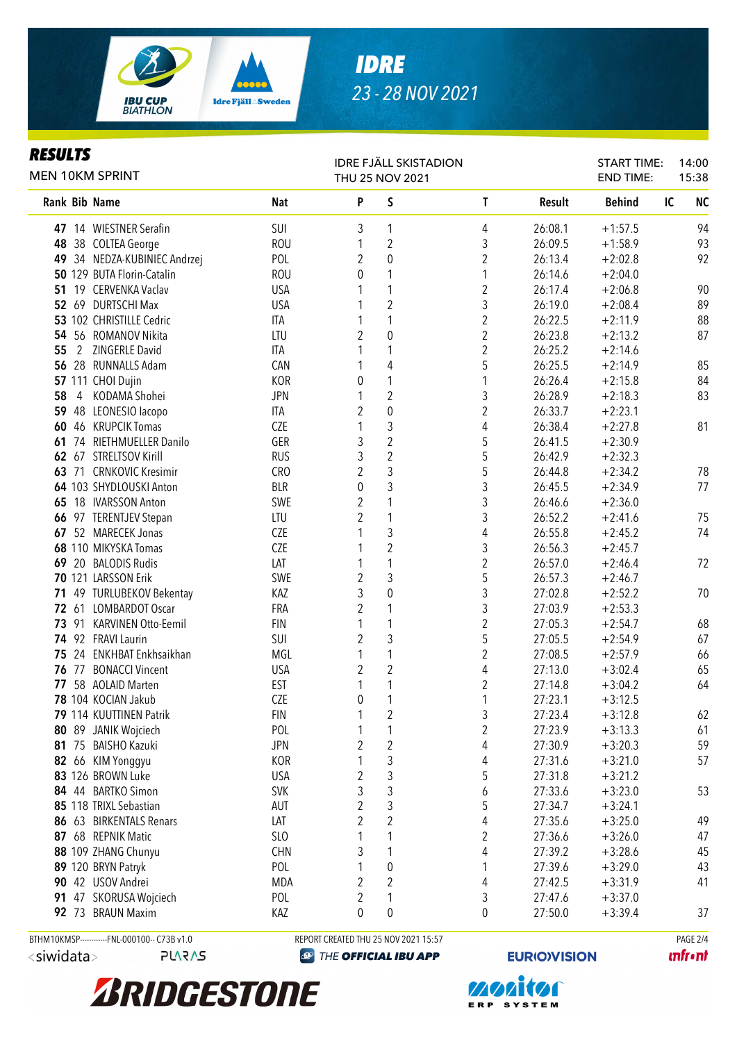## RESULTS

MEN 10KM SPRINT

IDRE FJÄLL SKISTADION
THU 25 NOV 2021

START TIME: 14:00
END TIME: 15:38

| Rank | Bib | Name | Nat | P | S | T | Result | Behind | IC | NC |
|---|---|---|---|---|---|---|---|---|---|---|
| 47 | 14 | WIESTNER Serafin | SUI | 3 | 1 | 4 | 26:08.1 | +1:57.5 | | 94 |
| 48 | 38 | COLTEA George | ROU | 1 | 2 | 3 | 26:09.5 | +1:58.9 | | 93 |
| 49 | 34 | NEDZA-KUBINIEC Andrzej | POL | 2 | 0 | 2 | 26:13.4 | +2:02.8 | | 92 |
| 50 | 129 | BUTA Florin-Catalin | ROU | 0 | 1 | 1 | 26:14.6 | +2:04.0 | | |
| 51 | 19 | CERVENKA Vaclav | USA | 1 | 1 | 2 | 26:17.4 | +2:06.8 | | 90 |
| 52 | 69 | DURTSCHI Max | USA | 1 | 2 | 3 | 26:19.0 | +2:08.4 | | 89 |
| 53 | 102 | CHRISTILLE Cedric | ITA | 1 | 1 | 2 | 26:22.5 | +2:11.9 | | 88 |
| 54 | 56 | ROMANOV Nikita | LTU | 2 | 0 | 2 | 26:23.8 | +2:13.2 | | 87 |
| 55 | 2 | ZINGERLE David | ITA | 1 | 1 | 2 | 26:25.2 | +2:14.6 | | |
| 56 | 28 | RUNNALLS Adam | CAN | 1 | 4 | 5 | 26:25.5 | +2:14.9 | | 85 |
| 57 | 111 | CHOI Dujin | KOR | 0 | 1 | 1 | 26:26.4 | +2:15.8 | | 84 |
| 58 | 4 | KODAMA Shohei | JPN | 1 | 2 | 3 | 26:28.9 | +2:18.3 | | 83 |
| 59 | 48 | LEONESIO Iacopo | ITA | 2 | 0 | 2 | 26:33.7 | +2:23.1 | | |
| 60 | 46 | KRUPCIK Tomas | CZE | 1 | 3 | 4 | 26:38.4 | +2:27.8 | | 81 |
| 61 | 74 | RIETHMUELLER Danilo | GER | 3 | 2 | 5 | 26:41.5 | +2:30.9 | | |
| 62 | 67 | STRELTSOV Kirill | RUS | 3 | 2 | 5 | 26:42.9 | +2:32.3 | | |
| 63 | 71 | CRNKOVIC Kresimir | CRO | 2 | 3 | 5 | 26:44.8 | +2:34.2 | | 78 |
| 64 | 103 | SHYDLOUSKI Anton | BLR | 0 | 3 | 3 | 26:45.5 | +2:34.9 | | 77 |
| 65 | 18 | IVARSSON Anton | SWE | 2 | 1 | 3 | 26:46.6 | +2:36.0 | | |
| 66 | 97 | TERENTJEV Stepan | LTU | 2 | 1 | 3 | 26:52.2 | +2:41.6 | | 75 |
| 67 | 52 | MARECEK Jonas | CZE | 1 | 3 | 4 | 26:55.8 | +2:45.2 | | 74 |
| 68 | 110 | MIKYSKA Tomas | CZE | 1 | 2 | 3 | 26:56.3 | +2:45.7 | | |
| 69 | 20 | BALODIS Rudis | LAT | 1 | 1 | 2 | 26:57.0 | +2:46.4 | | 72 |
| 70 | 121 | LARSSON Erik | SWE | 2 | 3 | 5 | 26:57.3 | +2:46.7 | | |
| 71 | 49 | TURLUBEKOV Bekentay | KAZ | 3 | 0 | 3 | 27:02.8 | +2:52.2 | | 70 |
| 72 | 61 | LOMBARDOT Oscar | FRA | 2 | 1 | 3 | 27:03.9 | +2:53.3 | | |
| 73 | 91 | KARVINEN Otto-Eemil | FIN | 1 | 1 | 2 | 27:05.3 | +2:54.7 | | 68 |
| 74 | 92 | FRAVI Laurin | SUI | 2 | 3 | 5 | 27:05.5 | +2:54.9 | | 67 |
| 75 | 24 | ENKHBAT Enkhsaikhan | MGL | 1 | 1 | 2 | 27:08.5 | +2:57.9 | | 66 |
| 76 | 77 | BONACCI Vincent | USA | 2 | 2 | 4 | 27:13.0 | +3:02.4 | | 65 |
| 77 | 58 | AOLAID Marten | EST | 1 | 1 | 2 | 27:14.8 | +3:04.2 | | 64 |
| 78 | 104 | KOCIAN Jakub | CZE | 0 | 1 | 1 | 27:23.1 | +3:12.5 | | |
| 79 | 114 | KUUTTINEN Patrik | FIN | 1 | 2 | 3 | 27:23.4 | +3:12.8 | | 62 |
| 80 | 89 | JANIK Wojciech | POL | 1 | 1 | 2 | 27:23.9 | +3:13.3 | | 61 |
| 81 | 75 | BAISHO Kazuki | JPN | 2 | 2 | 4 | 27:30.9 | +3:20.3 | | 59 |
| 82 | 66 | KIM Yonggyu | KOR | 1 | 3 | 4 | 27:31.6 | +3:21.0 | | 57 |
| 83 | 126 | BROWN Luke | USA | 2 | 3 | 5 | 27:31.8 | +3:21.2 | | |
| 84 | 44 | BARTKO Simon | SVK | 3 | 3 | 6 | 27:33.6 | +3:23.0 | | 53 |
| 85 | 118 | TRIXL Sebastian | AUT | 2 | 3 | 5 | 27:34.7 | +3:24.1 | | |
| 86 | 63 | BIRKENTALS Renars | LAT | 2 | 2 | 4 | 27:35.6 | +3:25.0 | | 49 |
| 87 | 68 | REPNIK Matic | SLO | 1 | 1 | 2 | 27:36.6 | +3:26.0 | | 47 |
| 88 | 109 | ZHANG Chunyu | CHN | 3 | 1 | 4 | 27:39.2 | +3:28.6 | | 45 |
| 89 | 120 | BRYN Patryk | POL | 1 | 0 | 1 | 27:39.6 | +3:29.0 | | 43 |
| 90 | 42 | USOV Andrei | MDA | 2 | 2 | 4 | 27:42.5 | +3:31.9 | | 41 |
| 91 | 47 | SKORUSA Wojciech | POL | 2 | 1 | 3 | 27:47.6 | +3:37.0 | | |
| 92 | 73 | BRAUN Maxim | KAZ | 0 | 0 | 0 | 27:50.0 | +3:39.4 | | 37 |

BTHM10KMSP-----------FNL-000100-- C73B v1.0
REPORT CREATED THU 25 NOV 2021 15:57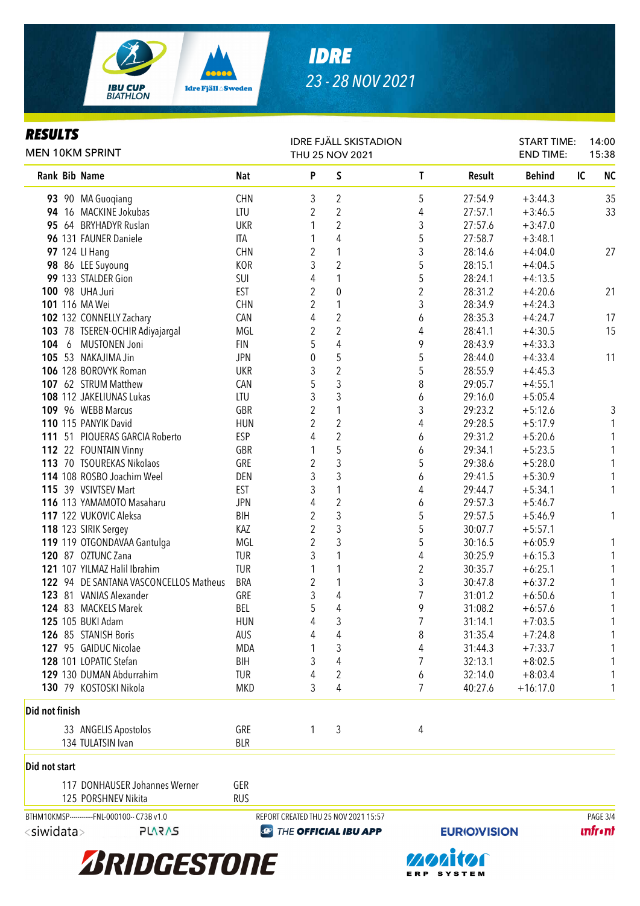# RESULTS

MEN 10KM SPRINT

IDRE FJÄLL SKISTADION
THU 25 NOV 2021

START TIME: 14:00
END TIME: 15:38

| Rank | Bib | Name | Nat | P | S | T | Result | Behind | IC | NC |
|---|---|---|---|---|---|---|---|---|---|---|
| **93** | 90 | MA Guoqiang | CHN | 3 | 2 | 5 | 27:54.9 | +3:44.3 | | 35 |
| **94** | 16 | MACKINE Jokubas | LTU | 2 | 2 | 4 | 27:57.1 | +3:46.5 | | 33 |
| **95** | 64 | BRYHADYR Ruslan | UKR | 1 | 2 | 3 | 27:57.6 | +3:47.0 | | |
| **96** | 131 | FAUNER Daniele | ITA | 1 | 4 | 5 | 27:58.7 | +3:48.1 | | |
| **97** | 124 | LI Hang | CHN | 2 | 1 | 3 | 28:14.6 | +4:04.0 | | 27 |
| **98** | 86 | LEE Suyoung | KOR | 3 | 2 | 5 | 28:15.1 | +4:04.5 | | |
| **99** | 133 | STALDER Gion | SUI | 4 | 1 | 5 | 28:24.1 | +4:13.5 | | |
| **100** | 98 | UHA Juri | EST | 2 | 0 | 2 | 28:31.2 | +4:20.6 | | 21 |
| **101** | 116 | MA Wei | CHN | 2 | 1 | 3 | 28:34.9 | +4:24.3 | | |
| **102** | 132 | CONNELLY Zachary | CAN | 4 | 2 | 6 | 28:35.3 | +4:24.7 | | 17 |
| **103** | 78 | TSEREN-OCHIR Adiyajargal | MGL | 2 | 2 | 4 | 28:41.1 | +4:30.5 | | 15 |
| **104** | 6 | MUSTONEN Joni | FIN | 5 | 4 | 9 | 28:43.9 | +4:33.3 | | |
| **105** | 53 | NAKAJIMA Jin | JPN | 0 | 5 | 5 | 28:44.0 | +4:33.4 | | 11 |
| **106** | 128 | BOROVYK Roman | UKR | 3 | 2 | 5 | 28:55.9 | +4:45.3 | | |
| **107** | 62 | STRUM Matthew | CAN | 5 | 3 | 8 | 29:05.7 | +4:55.1 | | |
| **108** | 112 | JAKELIUNAS Lukas | LTU | 3 | 3 | 6 | 29:16.0 | +5:05.4 | | |
| **109** | 96 | WEBB Marcus | GBR | 2 | 1 | 3 | 29:23.2 | +5:12.6 | | 3 |
| **110** | 115 | PANYIK David | HUN | 2 | 2 | 4 | 29:28.5 | +5:17.9 | | 1 |
| **111** | 51 | PIQUERAS GARCIA Roberto | ESP | 4 | 2 | 6 | 29:31.2 | +5:20.6 | | 1 |
| **112** | 22 | FOUNTAIN Vinny | GBR | 1 | 5 | 6 | 29:34.1 | +5:23.5 | | 1 |
| **113** | 70 | TSOUREKAS Nikolaos | GRE | 2 | 3 | 5 | 29:38.6 | +5:28.0 | | 1 |
| **114** | 108 | ROSBO Joachim Weel | DEN | 3 | 3 | 6 | 29:41.5 | +5:30.9 | | 1 |
| **115** | 39 | VSIVTSEV Mart | EST | 3 | 1 | 4 | 29:44.7 | +5:34.1 | | 1 |
| **116** | 113 | YAMAMOTO Masaharu | JPN | 4 | 2 | 6 | 29:57.3 | +5:46.7 | | |
| **117** | 122 | VUKOVIC Aleksa | BIH | 2 | 3 | 5 | 29:57.5 | +5:46.9 | | 1 |
| **118** | 123 | SIRIK Sergey | KAZ | 2 | 3 | 5 | 30:07.7 | +5:57.1 | | |
| **119** | 119 | OTGONDAVAA Gantulga | MGL | 2 | 3 | 5 | 30:16.5 | +6:05.9 | | 1 |
| **120** | 87 | OZTUNC Zana | TUR | 3 | 1 | 4 | 30:25.9 | +6:15.3 | | 1 |
| **121** | 107 | YILMAZ Halil Ibrahim | TUR | 1 | 1 | 2 | 30:35.7 | +6:25.1 | | 1 |
| **122** | 94 | DE SANTANA VASCONCELLOS Matheus | BRA | 2 | 1 | 3 | 30:47.8 | +6:37.2 | | 1 |
| **123** | 81 | VANIAS Alexander | GRE | 3 | 4 | 7 | 31:01.2 | +6:50.6 | | 1 |
| **124** | 83 | MACKELS Marek | BEL | 5 | 4 | 9 | 31:08.2 | +6:57.6 | | 1 |
| **125** | 105 | BUKI Adam | HUN | 4 | 3 | 7 | 31:14.1 | +7:03.5 | | 1 |
| **126** | 85 | STANISH Boris | AUS | 4 | 4 | 8 | 31:35.4 | +7:24.8 | | 1 |
| **127** | 95 | GAIDUC Nicolae | MDA | 1 | 3 | 4 | 31:44.3 | +7:33.7 | | 1 |
| **128** | 101 | LOPATIC Stefan | BIH | 3 | 4 | 7 | 32:13.1 | +8:02.5 | | 1 |
| **129** | 130 | DUMAN Abdurrahim | TUR | 4 | 2 | 6 | 32:14.0 | +8:03.4 | | 1 |
| **130** | 79 | KOSTOSKI Nikola | MKD | 3 | 4 | 7 | 40:27.6 | +16:17.0 | | 1 |

**Did not finish**

| | Bib | Name | Nat | P | S | T |
|---|---|---|---|---|---|---|
| | 33 | ANGELIS Apostolos | GRE | 1 | 3 | 4 |
| | 134 | TULATSIN Ivan | BLR | | | |

**Did not start**

| | Bib | Name | Nat |
|---|---|---|---|
| | 117 | DONHAUSER Johannes Werner | GER |
| | 125 | PORSHNEV Nikita | RUS |

BTHM10KMSP-----------FNL-000100-- C73B v1.0
REPORT CREATED THU 25 NOV 2021 15:57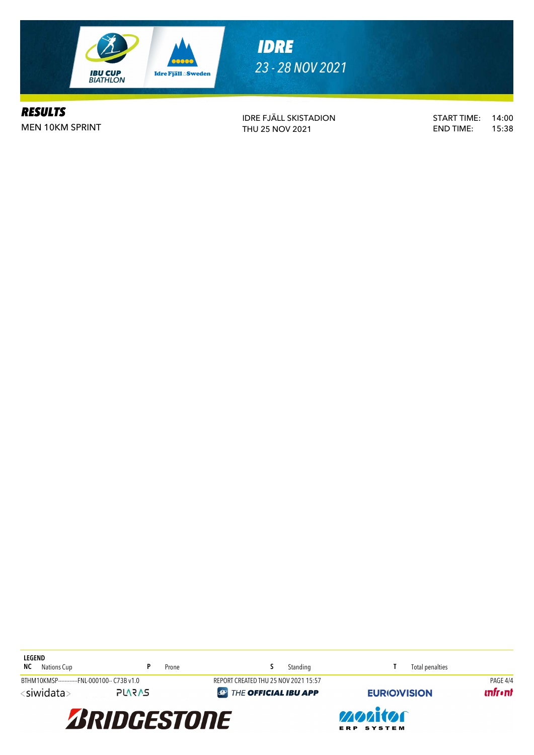# IDRE

23 - 28 NOV 2021

## RESULTS

MEN 10KM SPRINT

IDRE FJÄLL SKISTADION
THU 25 NOV 2021

START TIME: 14:00
END TIME: 15:38

**LEGEND**

| | | | | | |
|---|---|---|---|---|---|
| **NC** | Nations Cup | **P** | Prone | **S** | Standing |
| **T** | Total penalties | | | | |

BTHM10KMSP-----------FNL-000100-- C73B v1.0

REPORT CREATED THU 25 NOV 2021 15:57